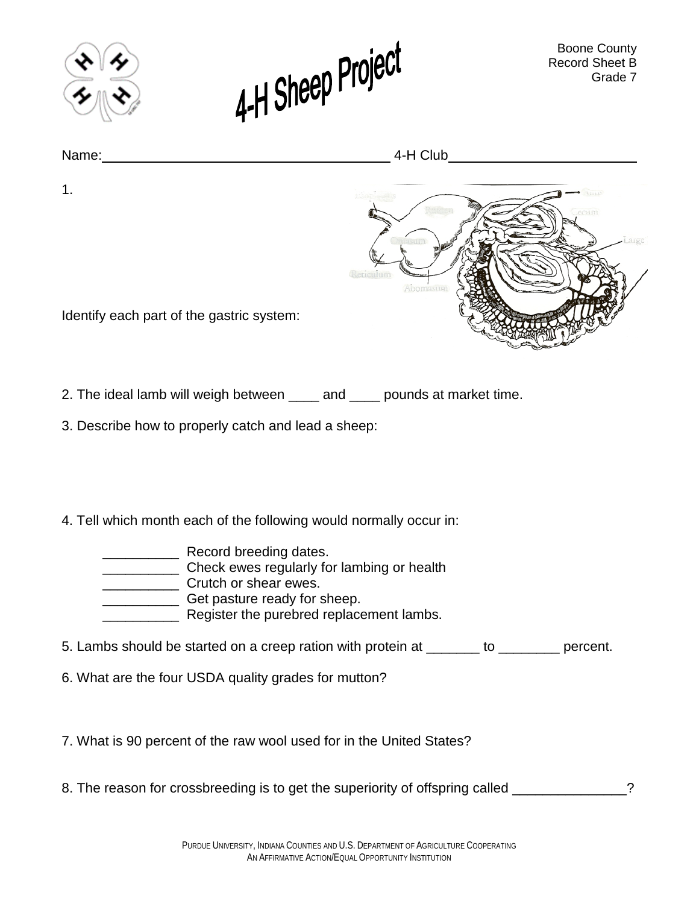Boone County
Record Sheet B
Grade 7

# 4-H Sheep Project

Name:________________________________________ 4-H Club__________________________

1.

Identify each part of the gastric system:

2. The ideal lamb will weigh between ____ and ____ pounds at market time.

3. Describe how to properly catch and lead a sheep:

4. Tell which month each of the following would normally occur in:

- __________ Record breeding dates.
- __________ Check ewes regularly for lambing or health
- __________ Crutch or shear ewes.
- __________ Get pasture ready for sheep.
- __________ Register the purebred replacement lambs.

5. Lambs should be started on a creep ration with protein at _______ to ________ percent.

6. What are the four USDA quality grades for mutton?

7. What is 90 percent of the raw wool used for in the United States?

8. The reason for crossbreeding is to get the superiority of offspring called _______________?

Purdue University, Indiana Counties and U.S. Department of Agriculture Cooperating
An Affirmative Action/Equal Opportunity Institution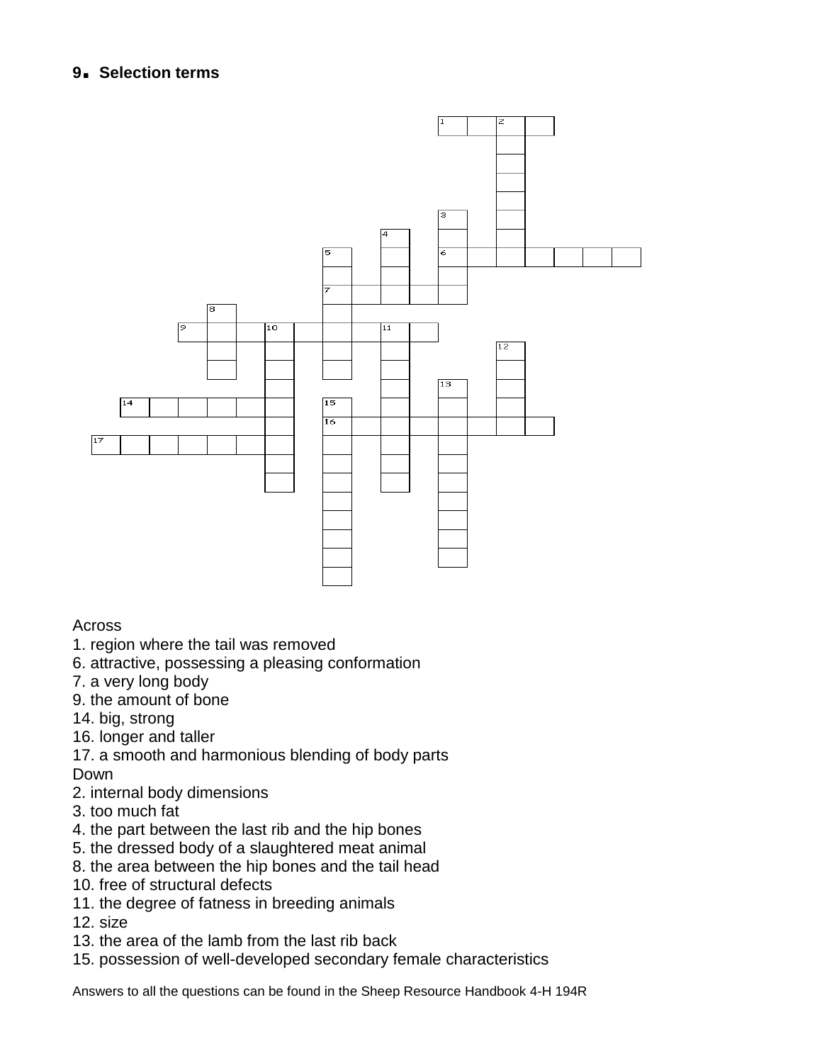## 9. Selection terms

Across

1. region where the tail was removed
6. attractive, possessing a pleasing conformation
7. a very long body
9. the amount of bone
14. big, strong
16. longer and taller
17. a smooth and harmonious blending of body parts

Down

2. internal body dimensions
3. too much fat
4. the part between the last rib and the hip bones
5. the dressed body of a slaughtered meat animal
8. the area between the hip bones and the tail head
10. free of structural defects
11. the degree of fatness in breeding animals
12. size
13. the area of the lamb from the last rib back
15. possession of well-developed secondary female characteristics

Answers to all the questions can be found in the Sheep Resource Handbook 4-H 194R